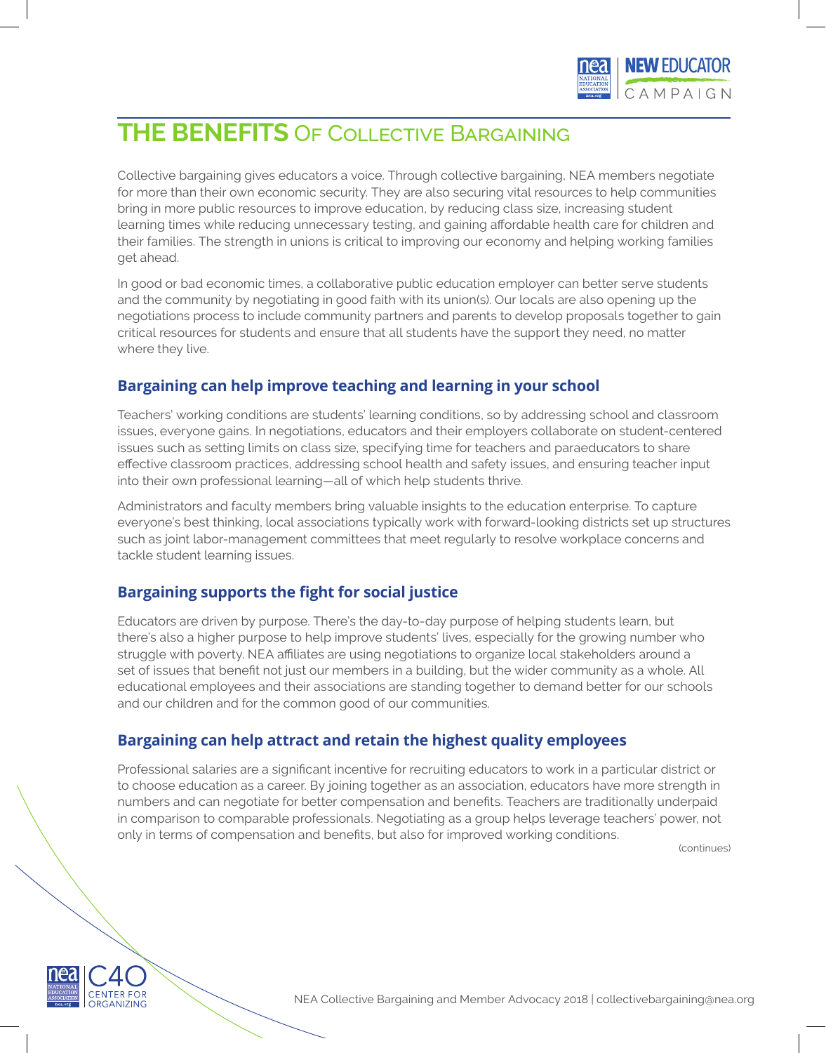# THE BENEFITS Of Collective Bargaining

Collective bargaining gives educators a voice. Through collective bargaining, NEA members negotiate for more than their own economic security. They are also securing vital resources to help communities bring in more public resources to improve education, by reducing class size, increasing student learning times while reducing unnecessary testing, and gaining affordable health care for children and their families. The strength in unions is critical to improving our economy and helping working families get ahead.

In good or bad economic times, a collaborative public education employer can better serve students and the community by negotiating in good faith with its union(s). Our locals are also opening up the negotiations process to include community partners and parents to develop proposals together to gain critical resources for students and ensure that all students have the support they need, no matter where they live.

## Bargaining can help improve teaching and learning in your school

Teachers' working conditions are students' learning conditions, so by addressing school and classroom issues, everyone gains. In negotiations, educators and their employers collaborate on student-centered issues such as setting limits on class size, specifying time for teachers and paraeducators to share effective classroom practices, addressing school health and safety issues, and ensuring teacher input into their own professional learning—all of which help students thrive.

Administrators and faculty members bring valuable insights to the education enterprise. To capture everyone's best thinking, local associations typically work with forward-looking districts set up structures such as joint labor-management committees that meet regularly to resolve workplace concerns and tackle student learning issues.

## Bargaining supports the fight for social justice

Educators are driven by purpose. There's the day-to-day purpose of helping students learn, but there's also a higher purpose to help improve students' lives, especially for the growing number who struggle with poverty. NEA affiliates are using negotiations to organize local stakeholders around a set of issues that benefit not just our members in a building, but the wider community as a whole. All educational employees and their associations are standing together to demand better for our schools and our children and for the common good of our communities.

## Bargaining can help attract and retain the highest quality employees

Professional salaries are a significant incentive for recruiting educators to work in a particular district or to choose education as a career. By joining together as an association, educators have more strength in numbers and can negotiate for better compensation and benefits. Teachers are traditionally underpaid in comparison to comparable professionals. Negotiating as a group helps leverage teachers' power, not only in terms of compensation and benefits, but also for improved working conditions.

(continues)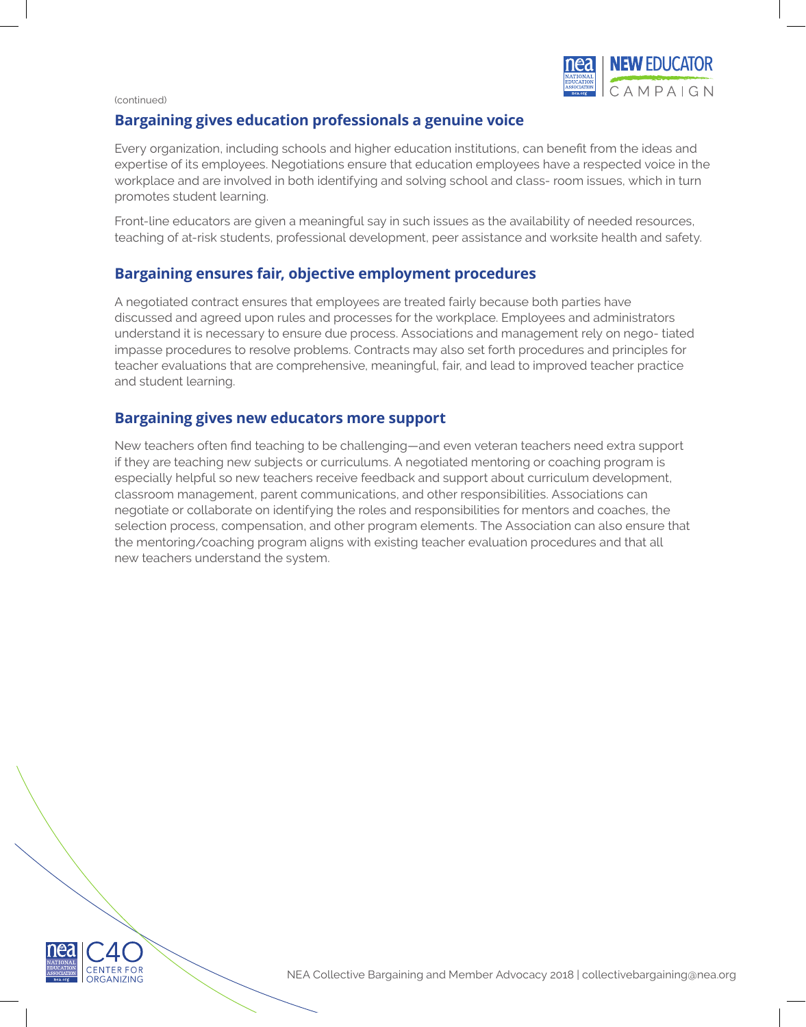(continued)

## Bargaining gives education professionals a genuine voice

Every organization, including schools and higher education institutions, can benefit from the ideas and expertise of its employees. Negotiations ensure that education employees have a respected voice in the workplace and are involved in both identifying and solving school and class- room issues, which in turn promotes student learning.

Front-line educators are given a meaningful say in such issues as the availability of needed resources, teaching of at-risk students, professional development, peer assistance and worksite health and safety.

## Bargaining ensures fair, objective employment procedures

A negotiated contract ensures that employees are treated fairly because both parties have discussed and agreed upon rules and processes for the workplace. Employees and administrators understand it is necessary to ensure due process. Associations and management rely on nego- tiated impasse procedures to resolve problems. Contracts may also set forth procedures and principles for teacher evaluations that are comprehensive, meaningful, fair, and lead to improved teacher practice and student learning.

## Bargaining gives new educators more support

New teachers often find teaching to be challenging—and even veteran teachers need extra support if they are teaching new subjects or curriculums. A negotiated mentoring or coaching program is especially helpful so new teachers receive feedback and support about curriculum development, classroom management, parent communications, and other responsibilities. Associations can negotiate or collaborate on identifying the roles and responsibilities for mentors and coaches, the selection process, compensation, and other program elements. The Association can also ensure that the mentoring/coaching program aligns with existing teacher evaluation procedures and that all new teachers understand the system.

NEA Collective Bargaining and Member Advocacy 2018 | collectivebargaining@nea.org